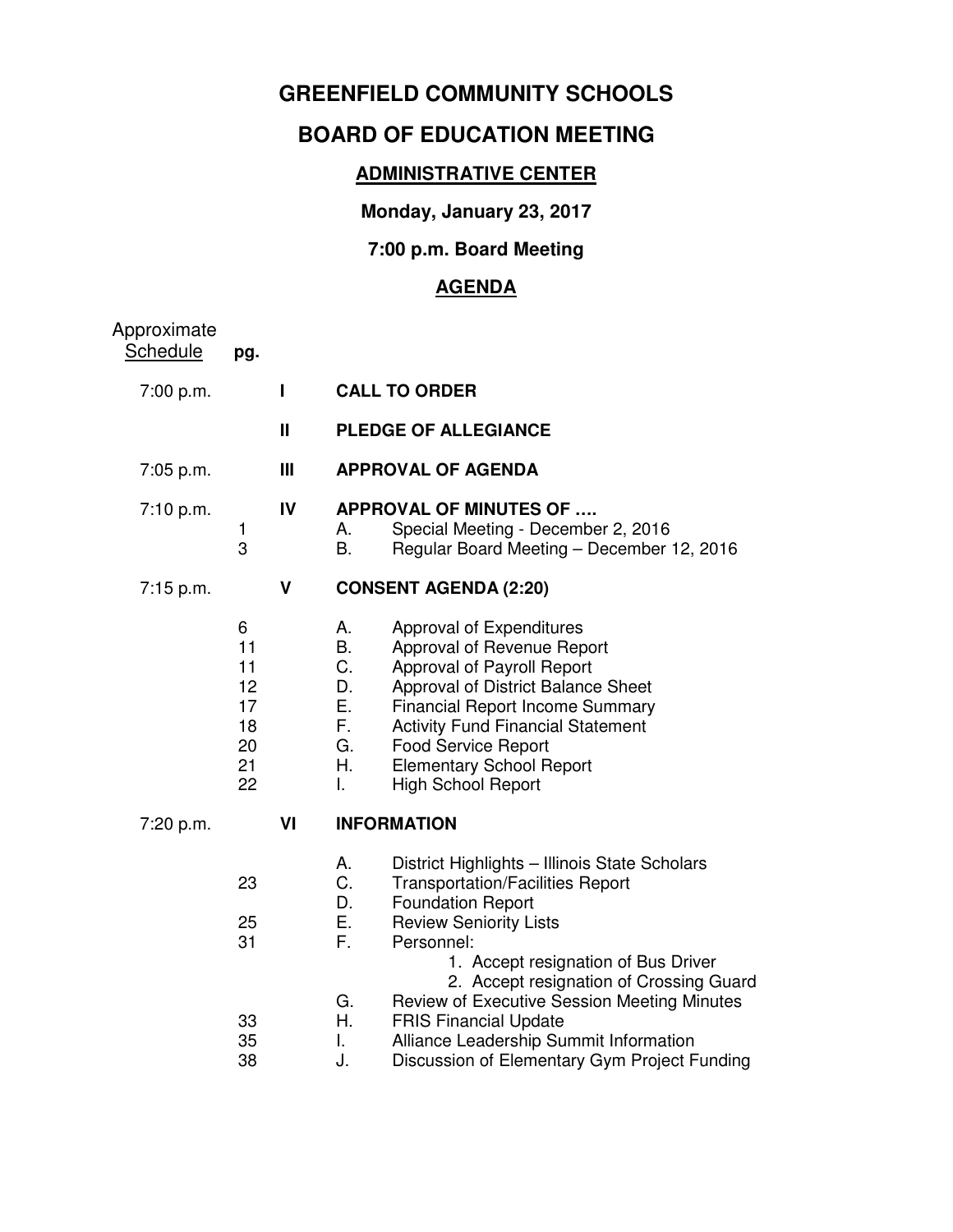# GREENFIELD COMMUNITY SCHOOLS

## BOARD OF EDUCATION MEETING

### ADMINISTRATIVE CENTER

**Monday, January 23, 2017**

**7:00 p.m. Board Meeting**

### AGENDA

| Approximate Schedule | pg. | | |
|---|---|---|---|
| 7:00 p.m. | | I | **CALL TO ORDER** |
| | | II | **PLEDGE OF ALLEGIANCE** |
| 7:05 p.m. | | III | **APPROVAL OF AGENDA** |
| 7:10 p.m. | | IV | **APPROVAL OF MINUTES OF ….** |
| | 1 | | A. Special Meeting - December 2, 2016 |
| | 3 | | B. Regular Board Meeting – December 12, 2016 |
| 7:15 p.m. | | V | **CONSENT AGENDA (2:20)** |
| | 6 | | A. Approval of Expenditures |
| | 11 | | B. Approval of Revenue Report |
| | 11 | | C. Approval of Payroll Report |
| | 12 | | D. Approval of District Balance Sheet |
| | 17 | | E. Financial Report Income Summary |
| | 18 | | F. Activity Fund Financial Statement |
| | 20 | | G. Food Service Report |
| | 21 | | H. Elementary School Report |
| | 22 | | I. High School Report |
| 7:20 p.m. | | VI | **INFORMATION** |
| | | | A. District Highlights – Illinois State Scholars |
| | 23 | | C. Transportation/Facilities Report |
| | | | D. Foundation Report |
| | 25 | | E. Review Seniority Lists |
| | 31 | | F. Personnel: |
| | | | 1. Accept resignation of Bus Driver |
| | | | 2. Accept resignation of Crossing Guard |
| | | | G. Review of Executive Session Meeting Minutes |
| | 33 | | H. FRIS Financial Update |
| | 35 | | I. Alliance Leadership Summit Information |
| | 38 | | J. Discussion of Elementary Gym Project Funding |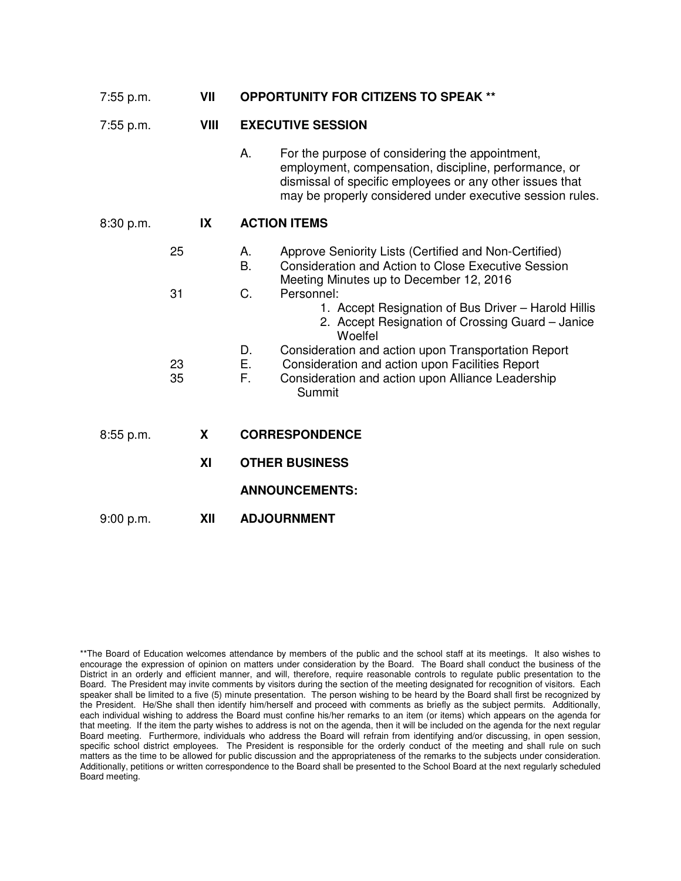7:55 p.m. **VII OPPORTUNITY FOR CITIZENS TO SPEAK** **

7:55 p.m. **VIII EXECUTIVE SESSION**

A. For the purpose of considering the appointment, employment, compensation, discipline, performance, or dismissal of specific employees or any other issues that may be properly considered under executive session rules.

8:30 p.m. **IX ACTION ITEMS**

25 A. Approve Seniority Lists (Certified and Non-Certified)

B. Consideration and Action to Close Executive Session Meeting Minutes up to December 12, 2016

31 C. Personnel:

1. Accept Resignation of Bus Driver – Harold Hillis
2. Accept Resignation of Crossing Guard – Janice Woelfel

D. Consideration and action upon Transportation Report

23 E. Consideration and action upon Facilities Report

35 F. Consideration and action upon Alliance Leadership Summit

8:55 p.m. **X CORRESPONDENCE**

**XI OTHER BUSINESS**

**ANNOUNCEMENTS:**

9:00 p.m. **XII ADJOURNMENT**

**The Board of Education welcomes attendance by members of the public and the school staff at its meetings. It also wishes to encourage the expression of opinion on matters under consideration by the Board. The Board shall conduct the business of the District in an orderly and efficient manner, and will, therefore, require reasonable controls to regulate public presentation to the Board. The President may invite comments by visitors during the section of the meeting designated for recognition of visitors. Each speaker shall be limited to a five (5) minute presentation. The person wishing to be heard by the Board shall first be recognized by the President. He/She shall then identify him/herself and proceed with comments as briefly as the subject permits. Additionally, each individual wishing to address the Board must confine his/her remarks to an item (or items) which appears on the agenda for that meeting. If the item the party wishes to address is not on the agenda, then it will be included on the agenda for the next regular Board meeting. Furthermore, individuals who address the Board will refrain from identifying and/or discussing, in open session, specific school district employees. The President is responsible for the orderly conduct of the meeting and shall rule on such matters as the time to be allowed for public discussion and the appropriateness of the remarks to the subjects under consideration. Additionally, petitions or written correspondence to the Board shall be presented to the School Board at the next regularly scheduled Board meeting.